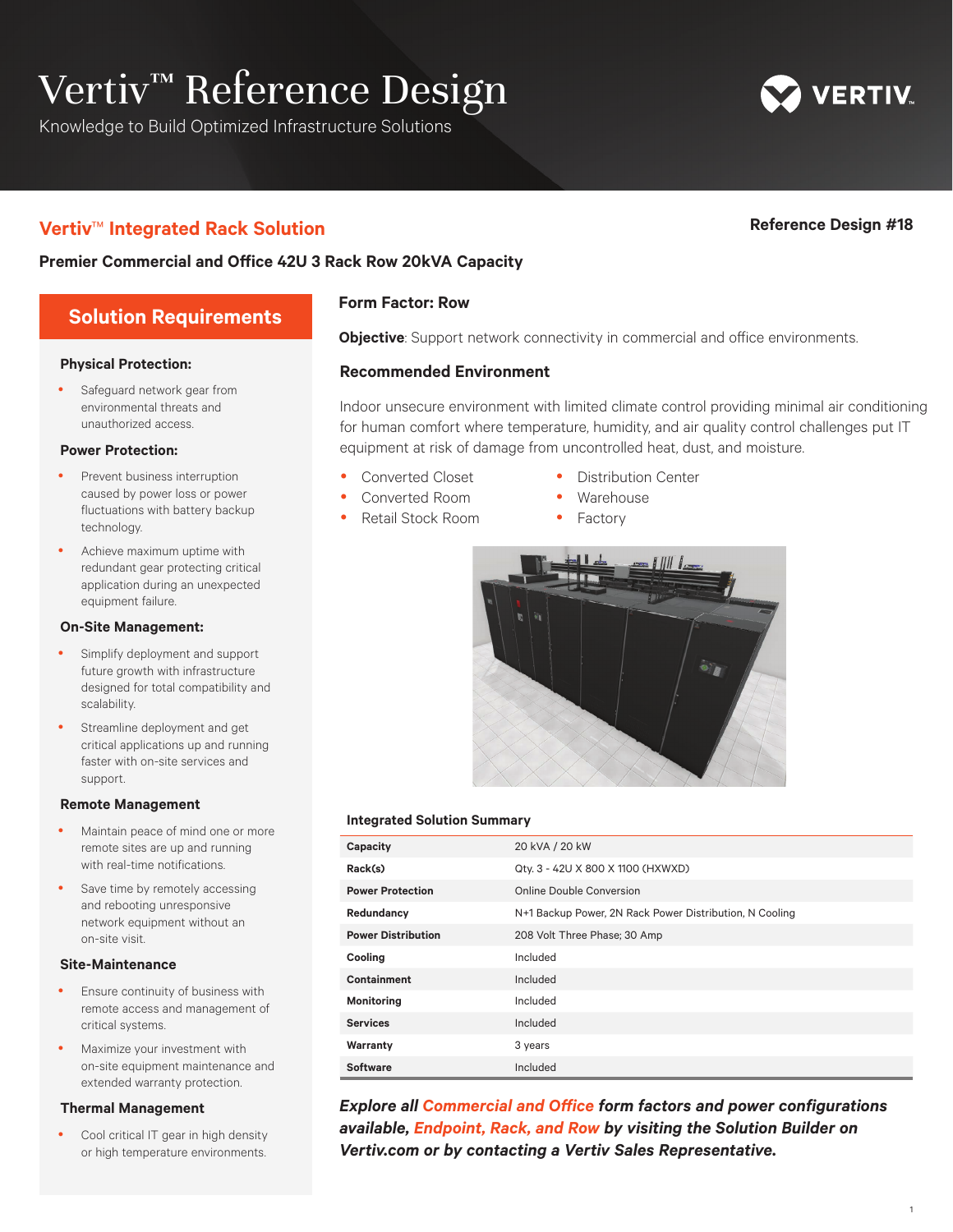# Vertiv™ Reference Design

Knowledge to Build Optimized Infrastructure Solutions

## Vertiv™ Integrated Rack Solution

**Reference Design #18**

**Premier Commercial and Office 42U 3 Rack Row 20kVA Capacity**

## Solution Requirements

### Physical Protection:

- Safeguard network gear from environmental threats and unauthorized access.

### Power Protection:

- Prevent business interruption caused by power loss or power fluctuations with battery backup technology.
- Achieve maximum uptime with redundant gear protecting critical application during an unexpected equipment failure.

### On-Site Management:

- Simplify deployment and support future growth with infrastructure designed for total compatibility and scalability.
- Streamline deployment and get critical applications up and running faster with on-site services and support.

### Remote Management

- Maintain peace of mind one or more remote sites are up and running with real-time notifications.
- Save time by remotely accessing and rebooting unresponsive network equipment without an on-site visit.

### Site-Maintenance

- Ensure continuity of business with remote access and management of critical systems.
- Maximize your investment with on-site equipment maintenance and extended warranty protection.

### Thermal Management

- Cool critical IT gear in high density or high temperature environments.

### Form Factor: Row

**Objective**: Support network connectivity in commercial and office environments.

### Recommended Environment

Indoor unsecure environment with limited climate control providing minimal air conditioning for human comfort where temperature, humidity, and air quality control challenges put IT equipment at risk of damage from uncontrolled heat, dust, and moisture.

- Converted Closet
- Converted Room
- Retail Stock Room
- Distribution Center
- Warehouse
- Factory

### Integrated Solution Summary

| | |
|---|---|
| **Capacity** | 20 kVA / 20 kW |
| **Rack(s)** | Qty. 3 - 42U X 800 X 1100 (HXWXD) |
| **Power Protection** | Online Double Conversion |
| **Redundancy** | N+1 Backup Power, 2N Rack Power Distribution, N Cooling |
| **Power Distribution** | 208 Volt Three Phase; 30 Amp |
| **Cooling** | Included |
| **Containment** | Included |
| **Monitoring** | Included |
| **Services** | Included |
| **Warranty** | 3 years |
| **Software** | Included |

***Explore all Commercial and Office form factors and power configurations available, Endpoint, Rack, and Row by visiting the Solution Builder on Vertiv.com or by contacting a Vertiv Sales Representative.***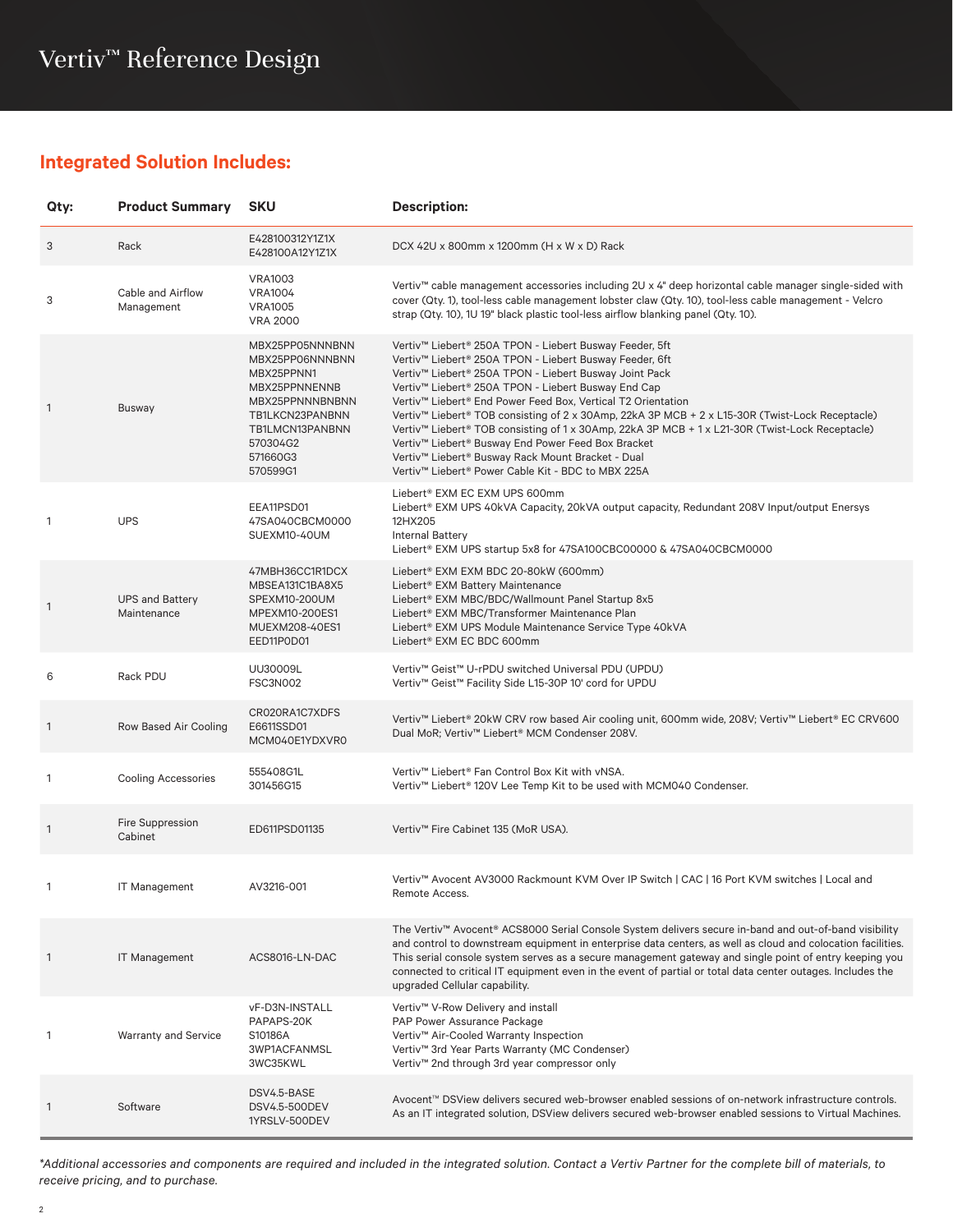# Vertiv™ Reference Design

## Integrated Solution Includes:

| Qty: | Product Summary | SKU | Description: |
|---|---|---|---|
| 3 | Rack | E428100312Y1Z1X<br>E428100A12Y1Z1X | DCX 42U x 800mm x 1200mm (H x W x D) Rack |
| 3 | Cable and Airflow Management | VRA1003<br>VRA1004<br>VRA1005<br>VRA 2000 | Vertiv™ cable management accessories including 2U x 4" deep horizontal cable manager single-sided with cover (Qty. 1), tool-less cable management lobster claw (Qty. 10), tool-less cable management - Velcro strap (Qty. 10), 1U 19" black plastic tool-less airflow blanking panel (Qty. 10). |
| 1 | Busway | MBX25PP05NNNBNN<br>MBX25PP06NNNBNN<br>MBX25PPNN1<br>MBX25PPNNENNB<br>MBX25PPNNNBNBNN<br>TB1LKCN23PANBNN<br>TB1LMCN13PANBNN<br>570304G2<br>571660G3<br>570599G1 | Vertiv™ Liebert® 250A TPON - Liebert Busway Feeder, 5ft<br>Vertiv™ Liebert® 250A TPON - Liebert Busway Feeder, 6ft<br>Vertiv™ Liebert® 250A TPON - Liebert Busway Joint Pack<br>Vertiv™ Liebert® 250A TPON - Liebert Busway End Cap<br>Vertiv™ Liebert® End Power Feed Box, Vertical T2 Orientation<br>Vertiv™ Liebert® TOB consisting of 2 x 30Amp, 22kA 3P MCB + 2 x L15-30R (Twist-Lock Receptacle)<br>Vertiv™ Liebert® TOB consisting of 1 x 30Amp, 22kA 3P MCB + 1 x L21-30R (Twist-Lock Receptacle)<br>Vertiv™ Liebert® Busway End Power Feed Box Bracket<br>Vertiv™ Liebert® Busway Rack Mount Bracket - Dual<br>Vertiv™ Liebert® Power Cable Kit - BDC to MBX 225A |
| 1 | UPS | EEA11PSD01<br>47SA040CBCM0000<br>SUEXM10-40UM | Liebert® EXM EC EXM UPS 600mm<br>Liebert® EXM UPS 40kVA Capacity, 20kVA output capacity, Redundant 208V Input/output Enersys 12HX205<br>Internal Battery<br>Liebert® EXM UPS startup 5x8 for 47SA100CBC00000 & 47SA040CBCM0000 |
| 1 | UPS and Battery Maintenance | 47MBH36CC1R1DCX<br>MBSEA131C1BA8X5<br>SPEXM10-200UM<br>MPEXM10-200ES1<br>MUEXM208-40ES1<br>EED11P0D01 | Liebert® EXM EXM BDC 20-80kW (600mm)<br>Liebert® EXM Battery Maintenance<br>Liebert® EXM MBC/BDC/Wallmount Panel Startup 8x5<br>Liebert® EXM MBC/Transformer Maintenance Plan<br>Liebert® EXM UPS Module Maintenance Service Type 40kVA<br>Liebert® EXM EC BDC 600mm |
| 6 | Rack PDU | UU30009L<br>FSC3N002 | Vertiv™ Geist™ U-rPDU switched Universal PDU (UPDU)<br>Vertiv™ Geist™ Facility Side L15-30P 10' cord for UPDU |
| 1 | Row Based Air Cooling | CR020RA1C7XDFS<br>E6611SSD01<br>MCM040E1YDXVR0 | Vertiv™ Liebert® 20kW CRV row based Air cooling unit, 600mm wide, 208V; Vertiv™ Liebert® EC CRV600 Dual MoR; Vertiv™ Liebert® MCM Condenser 208V. |
| 1 | Cooling Accessories | 555408G1L<br>301456G15 | Vertiv™ Liebert® Fan Control Box Kit with vNSA.<br>Vertiv™ Liebert® 120V Lee Temp Kit to be used with MCM040 Condenser. |
| 1 | Fire Suppression Cabinet | ED611PSD01135 | Vertiv™ Fire Cabinet 135 (MoR USA). |
| 1 | IT Management | AV3216-001 | Vertiv™ Avocent AV3000 Rackmount KVM Over IP Switch \| CAC \| 16 Port KVM switches \| Local and Remote Access. |
| 1 | IT Management | ACS8016-LN-DAC | The Vertiv™ Avocent® ACS8000 Serial Console System delivers secure in-band and out-of-band visibility and control to downstream equipment in enterprise data centers, as well as cloud and colocation facilities. This serial console system serves as a secure management gateway and single point of entry keeping you connected to critical IT equipment even in the event of partial or total data center outages. Includes the upgraded Cellular capability. |
| 1 | Warranty and Service | vF-D3N-INSTALL<br>PAPAPS-20K<br>S10186A<br>3WP1ACFANMSL<br>3WC35KWL | Vertiv™ V-Row Delivery and install<br>PAP Power Assurance Package<br>Vertiv™ Air-Cooled Warranty Inspection<br>Vertiv™ 3rd Year Parts Warranty (MC Condenser)<br>Vertiv™ 2nd through 3rd year compressor only |
| 1 | Software | DSV4.5-BASE<br>DSV4.5-500DEV<br>1YRSLV-500DEV | Avocent™ DSView delivers secured web-browser enabled sessions of on-network infrastructure controls. As an IT integrated solution, DSView delivers secured web-browser enabled sessions to Virtual Machines. |

*\*Additional accessories and components are required and included in the integrated solution. Contact a Vertiv Partner for the complete bill of materials, to receive pricing, and to purchase.*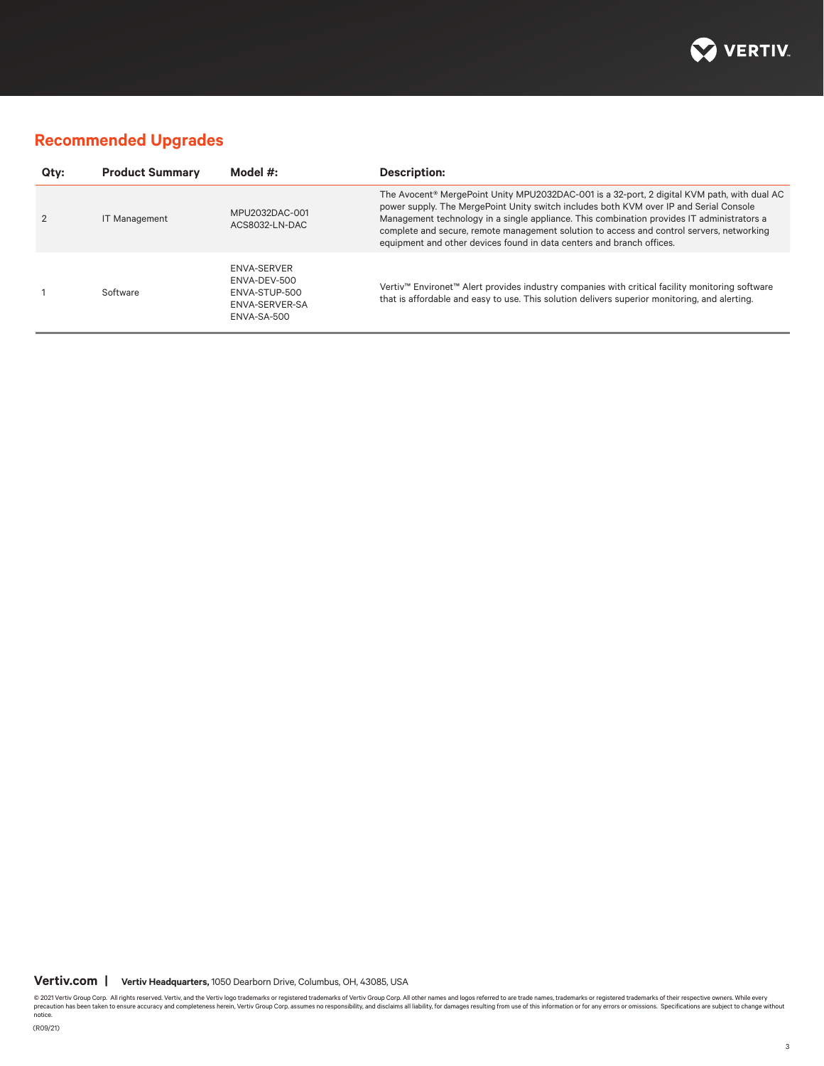## Recommended Upgrades

| Qty: | Product Summary | Model #: | Description: |
|---|---|---|---|
| 2 | IT Management | MPU2032DAC-001<br>ACS8032-LN-DAC | The Avocent® MergePoint Unity MPU2032DAC-001 is a 32-port, 2 digital KVM path, with dual AC power supply. The MergePoint Unity switch includes both KVM over IP and Serial Console Management technology in a single appliance. This combination provides IT administrators a complete and secure, remote management solution to access and control servers, networking equipment and other devices found in data centers and branch offices. |
| 1 | Software | ENVA-SERVER<br>ENVA-DEV-500<br>ENVA-STUP-500<br>ENVA-SERVER-SA<br>ENVA-SA-500 | Vertiv™ Environet™ Alert provides industry companies with critical facility monitoring software that is affordable and easy to use. This solution delivers superior monitoring, and alerting. |

**Vertiv.com** | **Vertiv Headquarters,** 1050 Dearborn Drive, Columbus, OH, 43085, USA

© 2021 Vertiv Group Corp. All rights reserved. Vertiv, and the Vertiv logo trademarks or registered trademarks of Vertiv Group Corp. All other names and logos referred to are trade names, trademarks or registered trademarks of their respective owners. While every precaution has been taken to ensure accuracy and completeness herein, Vertiv Group Corp. assumes no responsibility, and disclaims all liability, for damages resulting from use of this information or for any errors or omissions. Specifications are subject to change without notice.

(R09/21)